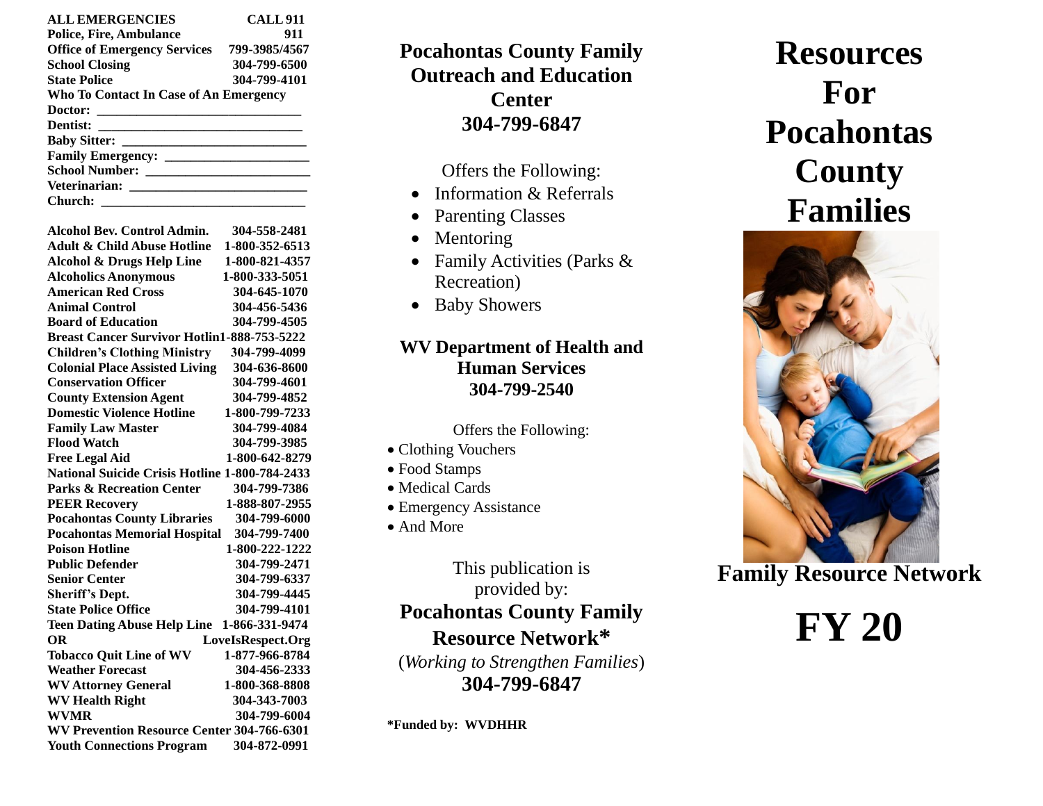| ALL EMERGENCIES | CALL 911 |
|---|---|
| Police, Fire, Ambulance | 911 |
| Office of Emergency Services | 799-3985/4567 |
| School Closing | 304-799-6500 |
| State Police | 304-799-4101 |

**Who To Contact In Case of An Emergency**

**Doctor:** ______________________________

**Dentist:** ______________________________

**Baby Sitter:** ____________________________

**Family Emergency:** ______________________

**School Number:** ________________________

**Veterinarian:** __________________________

**Church:** ______________________________

| | |
|---|---|
| Alcohol Bev. Control Admin. | 304-558-2481 |
| Adult & Child Abuse Hotline | 1-800-352-6513 |
| Alcohol & Drugs Help Line | 1-800-821-4357 |
| Alcoholics Anonymous | 1-800-333-5051 |
| American Red Cross | 304-645-1070 |
| Animal Control | 304-456-5436 |
| Board of Education | 304-799-4505 |
| Breast Cancer Survivor Hotlin | 1-888-753-5222 |
| Children's Clothing Ministry | 304-799-4099 |
| Colonial Place Assisted Living | 304-636-8600 |
| Conservation Officer | 304-799-4601 |
| County Extension Agent | 304-799-4852 |
| Domestic Violence Hotline | 1-800-799-7233 |
| Family Law Master | 304-799-4084 |
| Flood Watch | 304-799-3985 |
| Free Legal Aid | 1-800-642-8279 |
| National Suicide Crisis Hotline | 1-800-784-2433 |
| Parks & Recreation Center | 304-799-7386 |
| PEER Recovery | 1-888-807-2955 |
| Pocahontas County Libraries | 304-799-6000 |
| Pocahontas Memorial Hospital | 304-799-7400 |
| Poison Hotline | 1-800-222-1222 |
| Public Defender | 304-799-2471 |
| Senior Center | 304-799-6337 |
| Sheriff's Dept. | 304-799-4445 |
| State Police Office | 304-799-4101 |
| Teen Dating Abuse Help Line | 1-866-331-9474 |
| OR | LoveIsRespect.Org |
| Tobacco Quit Line of WV | 1-877-966-8784 |
| Weather Forecast | 304-456-2333 |
| WV Attorney General | 1-800-368-8808 |
| WV Health Right | 304-343-7003 |
| WVMR | 304-799-6004 |
| WV Prevention Resource Center | 304-766-6301 |
| Youth Connections Program | 304-872-0991 |

## Pocahontas County Family Outreach and Education Center
## 304-799-6847

Offers the Following:

- Information & Referrals
- Parenting Classes
- Mentoring
- Family Activities (Parks & Recreation)
- Baby Showers

## WV Department of Health and Human Services
## 304-799-2540

Offers the Following:

- Clothing Vouchers
- Food Stamps
- Medical Cards
- Emergency Assistance
- And More

This publication is provided by:

**Pocahontas County Family Resource Network***

(*Working to Strengthen Families*)

**304-799-6847**

***Funded by: WVDHHR**

# Resources For Pocahontas County Families

**Family Resource Network**

# FY 20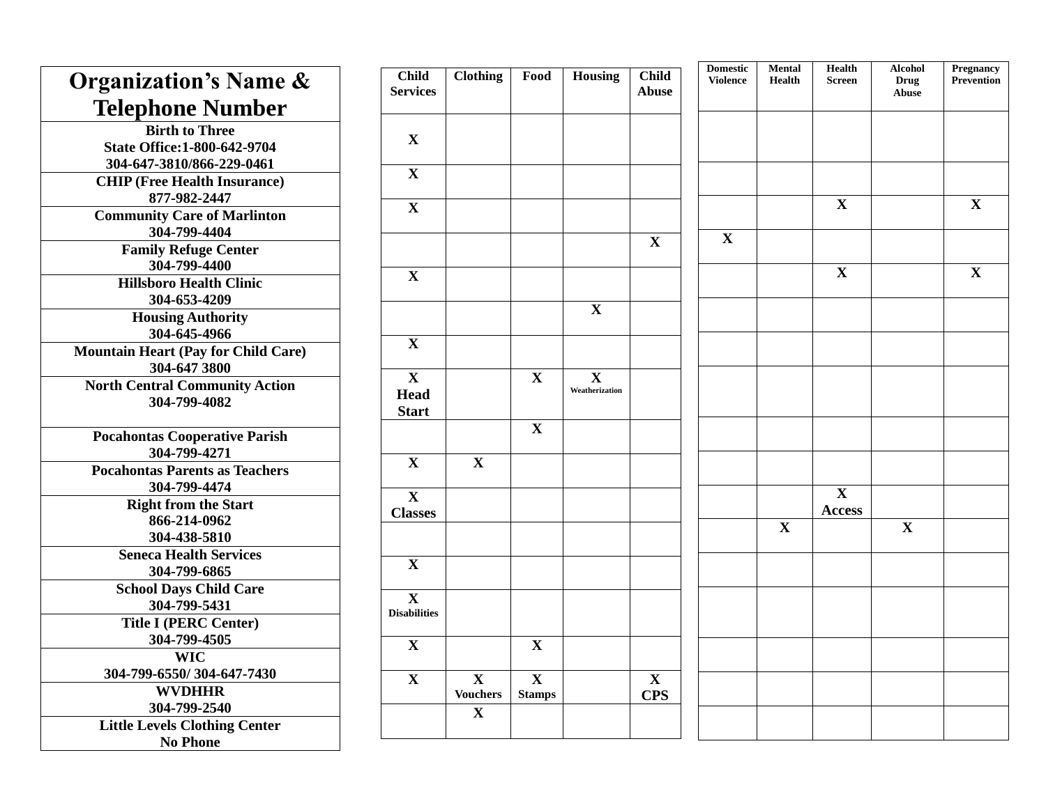| Organization's Name & Telephone Number | Child Services | Clothing | Food | Housing | Child Abuse | Domestic Violence | Mental Health | Health Screen | Alcohol Drug Abuse | Pregnancy Prevention |
|---|---|---|---|---|---|---|---|---|---|---|
| **Birth to Three** State Office:1-800-642-9704 304-647-3810/866-229-0461 | X | | | | | | | | | |
| **CHIP (Free Health Insurance)** 877-982-2447 | X | | | | | | | | | |
| **Community Care of Marlinton** 304-799-4404 | X | | | | | | | X | | X |
| **Family Refuge Center** 304-799-4400 | | | | | X | X | | | | |
| **Hillsboro Health Clinic** 304-653-4209 | X | | | | | | | X | | X |
| **Housing Authority** 304-645-4966 | | | | X | | | | | | |
| **Mountain Heart (Pay for Child Care)** 304-647 3800 | X | | | | | | | | | |
| **North Central Community Action** 304-799-4082 | X Head Start | | X | X Weatherization | | | | | | |
| **Pocahontas Cooperative Parish** 304-799-4271 | | | X | | | | | | | |
| **Pocahontas Parents as Teachers** 304-799-4474 | X | X | | | | | | | | |
| **Right from the Start** 866-214-0962 304-438-5810 | X Classes | | | | | | | X Access | | |
| **Seneca Health Services** 304-799-6865 | | | | | | | X | | X | |
| **School Days Child Care** 304-799-5431 | X | | | | | | | | | |
| **Title I (PERC Center)** 304-799-4505 | X Disabilities | | | | | | | | | |
| **WIC** 304-799-6550/ 304-647-7430 | X | | X | | | | | | | |
| **WVDHHR** 304-799-2540 | X | X Vouchers | X Stamps | | X CPS | | | | | |
| **Little Levels Clothing Center** No Phone | | X | | | | | | | | |